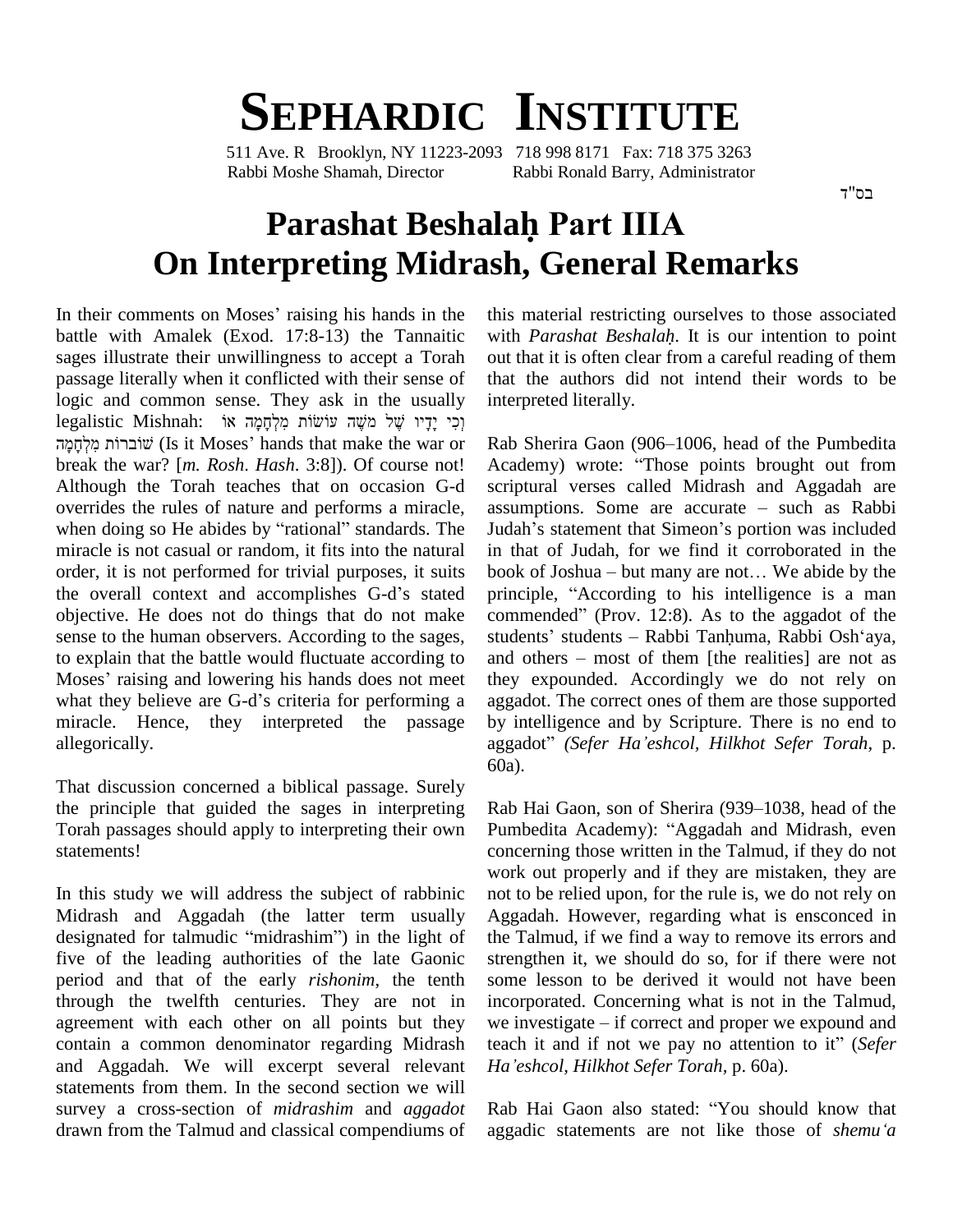# Sephardic Institute

511 Ave. R Brooklyn, NY 11223-2093 718 998 8171 Fax: 718 375 3263
Rabbi Moshe Shamah, Director Rabbi Ronald Barry, Administrator

בס"ד

# Parashat Beshalaḥ Part IIIA
# On Interpreting Midrash, General Remarks

In their comments on Moses' raising his hands in the battle with Amalek (Exod. 17:8-13) the Tannaitic sages illustrate their unwillingness to accept a Torah passage literally when it conflicted with their sense of logic and common sense. They ask in the usually legalistic Mishnah: וְכִי יָדָיו שֶׁל מֹשֶׁה עוֹשׂוֹת מִלְחָמָה אוֹ שׁוֹברוֹת מִלְחָמָה (Is it Moses' hands that make the war or break the war? [*m. Rosh. Hash*. 3:8]). Of course not! Although the Torah teaches that on occasion G-d overrides the rules of nature and performs a miracle, when doing so He abides by "rational" standards. The miracle is not casual or random, it fits into the natural order, it is not performed for trivial purposes, it suits the overall context and accomplishes G-d's stated objective. He does not do things that do not make sense to the human observers. According to the sages, to explain that the battle would fluctuate according to Moses' raising and lowering his hands does not meet what they believe are G-d's criteria for performing a miracle. Hence, they interpreted the passage allegorically.

That discussion concerned a biblical passage. Surely the principle that guided the sages in interpreting Torah passages should apply to interpreting their own statements!

In this study we will address the subject of rabbinic Midrash and Aggadah (the latter term usually designated for talmudic "midrashim") in the light of five of the leading authorities of the late Gaonic period and that of the early *rishonim*, the tenth through the twelfth centuries. They are not in agreement with each other on all points but they contain a common denominator regarding Midrash and Aggadah. We will excerpt several relevant statements from them. In the second section we will survey a cross-section of *midrashim* and *aggadot* drawn from the Talmud and classical compendiums of this material restricting ourselves to those associated with *Parashat Beshalaḥ*. It is our intention to point out that it is often clear from a careful reading of them that the authors did not intend their words to be interpreted literally.

Rab Sherira Gaon (906–1006, head of the Pumbedita Academy) wrote: "Those points brought out from scriptural verses called Midrash and Aggadah are assumptions. Some are accurate – such as Rabbi Judah's statement that Simeon's portion was included in that of Judah, for we find it corroborated in the book of Joshua – but many are not… We abide by the principle, "According to his intelligence is a man commended" (Prov. 12:8). As to the aggadot of the students' students – Rabbi Tanḥuma, Rabbi Osh'aya, and others – most of them [the realities] are not as they expounded. Accordingly we do not rely on aggadot. The correct ones of them are those supported by intelligence and by Scripture. There is no end to aggadot" *(Sefer Ha'eshcol, Hilkhot Sefer Torah*, p. 60a).

Rab Hai Gaon, son of Sherira (939–1038, head of the Pumbedita Academy): "Aggadah and Midrash, even concerning those written in the Talmud, if they do not work out properly and if they are mistaken, they are not to be relied upon, for the rule is, we do not rely on Aggadah. However, regarding what is ensconced in the Talmud, if we find a way to remove its errors and strengthen it, we should do so, for if there were not some lesson to be derived it would not have been incorporated. Concerning what is not in the Talmud, we investigate – if correct and proper we expound and teach it and if not we pay no attention to it" (*Sefer Ha'eshcol, Hilkhot Sefer Torah*, p. 60a).

Rab Hai Gaon also stated: "You should know that aggadic statements are not like those of *shemu'a*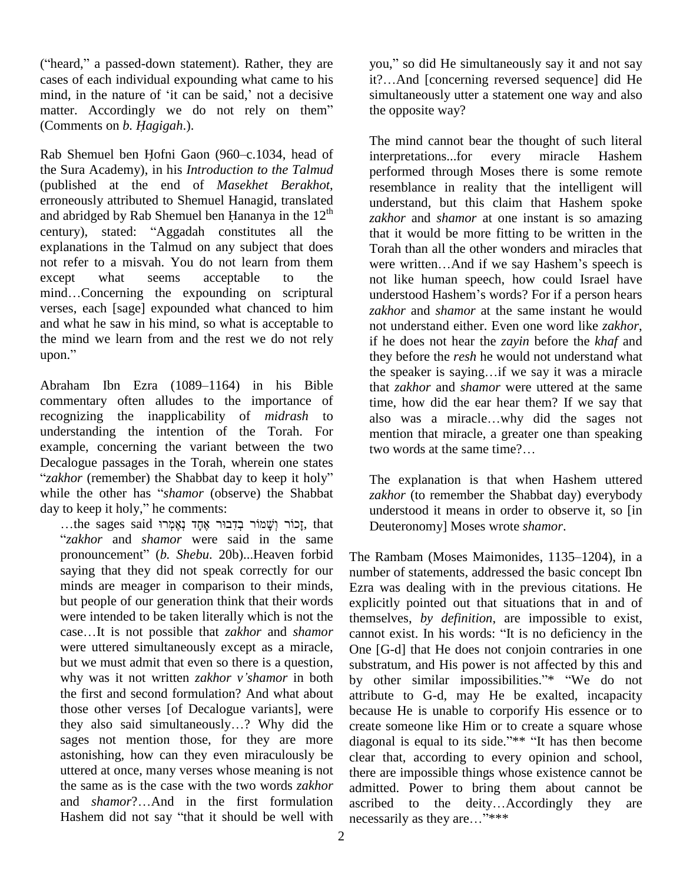("heard," a passed-down statement). Rather, they are cases of each individual expounding what came to his mind, in the nature of 'it can be said,' not a decisive matter. Accordingly we do not rely on them" (Comments on *b. Ḥagigah*.).

Rab Shemuel ben Ḥofni Gaon (960–c.1034, head of the Sura Academy), in his *Introduction to the Talmud* (published at the end of *Masekhet Berakhot*, erroneously attributed to Shemuel Hanagid, translated and abridged by Rab Shemuel ben Ḥananya in the 12th century), stated: "Aggadah constitutes all the explanations in the Talmud on any subject that does not refer to a misvah. You do not learn from them except what seems acceptable to the mind…Concerning the expounding on scriptural verses, each [sage] expounded what chanced to him and what he saw in his mind, so what is acceptable to the mind we learn from and the rest we do not rely upon."

Abraham Ibn Ezra (1089–1164) in his Bible commentary often alludes to the importance of recognizing the inapplicability of *midrash* to understanding the intention of the Torah. For example, concerning the variant between the two Decalogue passages in the Torah, wherein one states "*zakhor* (remember) the Shabbat day to keep it holy" while the other has "*shamor* (observe) the Shabbat day to keep it holy," he comments:

> …the sages said זָכוֹר וְשָׁמוֹר בְּדִבּוּר אֶחָד נֶאֶמְרוּ, that "*zakhor* and *shamor* were said in the same pronouncement" (*b. Shebu*. 20b)...Heaven forbid saying that they did not speak correctly for our minds are meager in comparison to their minds, but people of our generation think that their words were intended to be taken literally which is not the case…It is not possible that *zakhor* and *shamor* were uttered simultaneously except as a miracle, but we must admit that even so there is a question, why was it not written *zakhor v'shamor* in both the first and second formulation? And what about those other verses [of Decalogue variants], were they also said simultaneously…? Why did the sages not mention those, for they are more astonishing, how can they even miraculously be uttered at once, many verses whose meaning is not the same as is the case with the two words *zakhor* and *shamor*?…And in the first formulation Hashem did not say "that it should be well with you," so did He simultaneously say it and not say it?…And [concerning reversed sequence] did He simultaneously utter a statement one way and also the opposite way?
>
> The mind cannot bear the thought of such literal interpretations...for every miracle Hashem performed through Moses there is some remote resemblance in reality that the intelligent will understand, but this claim that Hashem spoke *zakhor* and *shamor* at one instant is so amazing that it would be more fitting to be written in the Torah than all the other wonders and miracles that were written…And if we say Hashem's speech is not like human speech, how could Israel have understood Hashem's words? For if a person hears *zakhor* and *shamor* at the same instant he would not understand either. Even one word like *zakhor*, if he does not hear the *zayin* before the *khaf* and they before the *resh* he would not understand what the speaker is saying…if we say it was a miracle that *zakhor* and *shamor* were uttered at the same time, how did the ear hear them? If we say that also was a miracle…why did the sages not mention that miracle, a greater one than speaking two words at the same time?…
>
> The explanation is that when Hashem uttered *zakhor* (to remember the Shabbat day) everybody understood it means in order to observe it, so [in Deuteronomy] Moses wrote *shamor*.

The Rambam (Moses Maimonides, 1135–1204), in a number of statements, addressed the basic concept Ibn Ezra was dealing with in the previous citations. He explicitly pointed out that situations that in and of themselves, *by definition*, are impossible to exist, cannot exist. In his words: "It is no deficiency in the One [G-d] that He does not conjoin contraries in one substratum, and His power is not affected by this and by other similar impossibilities."* "We do not attribute to G-d, may He be exalted, incapacity because He is unable to corporify His essence or to create someone like Him or to create a square whose diagonal is equal to its side."** "It has then become clear that, according to every opinion and school, there are impossible things whose existence cannot be admitted. Power to bring them about cannot be ascribed to the deity…Accordingly they are necessarily as they are…"***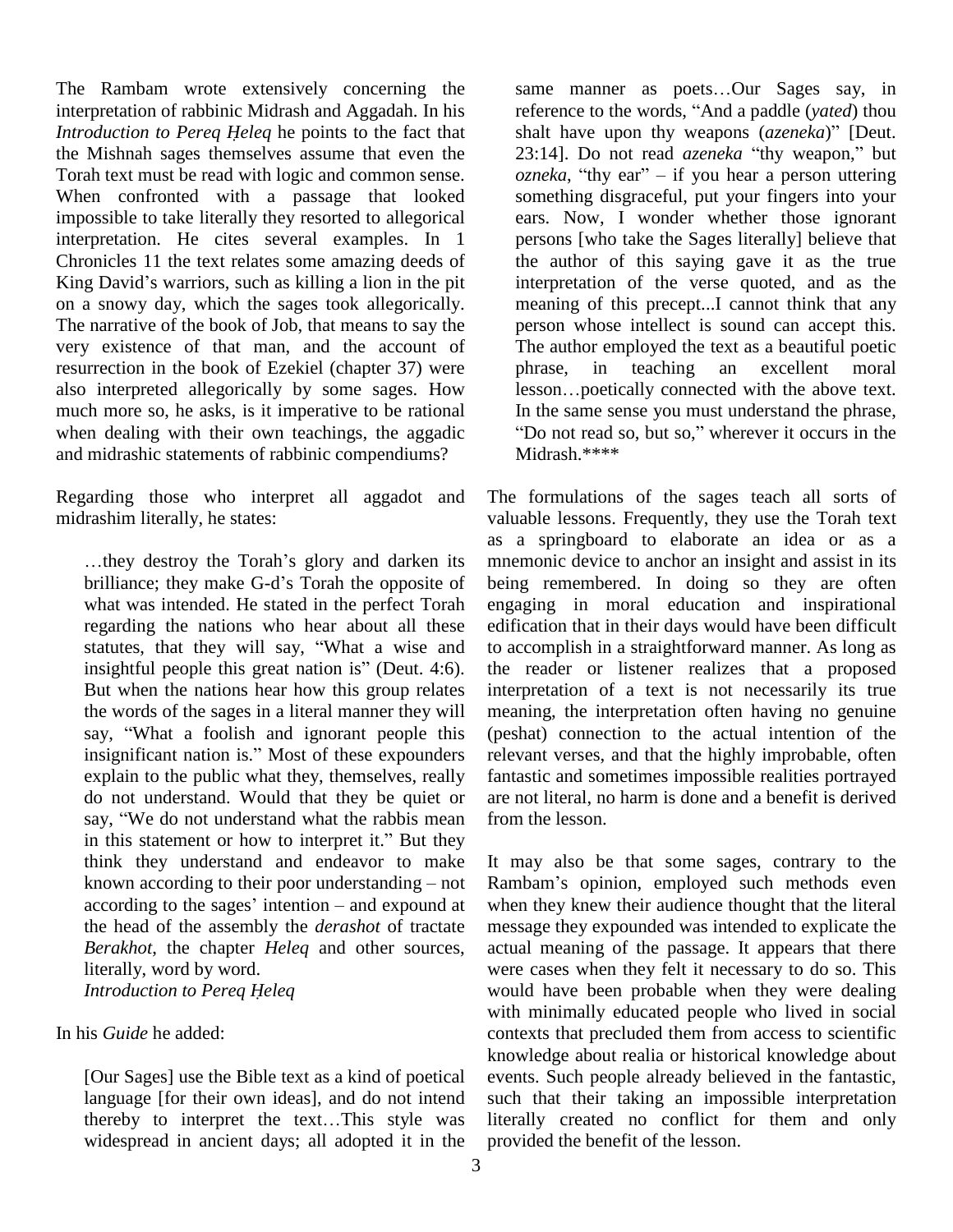The Rambam wrote extensively concerning the interpretation of rabbinic Midrash and Aggadah. In his *Introduction to Pereq Ḥeleq* he points to the fact that the Mishnah sages themselves assume that even the Torah text must be read with logic and common sense. When confronted with a passage that looked impossible to take literally they resorted to allegorical interpretation. He cites several examples. In 1 Chronicles 11 the text relates some amazing deeds of King David's warriors, such as killing a lion in the pit on a snowy day, which the sages took allegorically. The narrative of the book of Job, that means to say the very existence of that man, and the account of resurrection in the book of Ezekiel (chapter 37) were also interpreted allegorically by some sages. How much more so, he asks, is it imperative to be rational when dealing with their own teachings, the aggadic and midrashic statements of rabbinic compendiums?

Regarding those who interpret all aggadot and midrashim literally, he states:

> …they destroy the Torah's glory and darken its brilliance; they make G-d's Torah the opposite of what was intended. He stated in the perfect Torah regarding the nations who hear about all these statutes, that they will say, "What a wise and insightful people this great nation is" (Deut. 4:6). But when the nations hear how this group relates the words of the sages in a literal manner they will say, "What a foolish and ignorant people this insignificant nation is." Most of these expounders explain to the public what they, themselves, really do not understand. Would that they be quiet or say, "We do not understand what the rabbis mean in this statement or how to interpret it." But they think they understand and endeavor to make known according to their poor understanding – not according to the sages' intention – and expound at the head of the assembly the *derashot* of tractate *Berakhot*, the chapter *Heleq* and other sources, literally, word by word.
> *Introduction to Pereq Ḥeleq*

In his *Guide* he added:

> [Our Sages] use the Bible text as a kind of poetical language [for their own ideas], and do not intend thereby to interpret the text…This style was widespread in ancient days; all adopted it in the same manner as poets…Our Sages say, in reference to the words, "And a paddle (*yated*) thou shalt have upon thy weapons (*azeneka*)" [Deut. 23:14]. Do not read *azeneka* "thy weapon," but *ozneka*, "thy ear" – if you hear a person uttering something disgraceful, put your fingers into your ears. Now, I wonder whether those ignorant persons [who take the Sages literally] believe that the author of this saying gave it as the true interpretation of the verse quoted, and as the meaning of this precept...I cannot think that any person whose intellect is sound can accept this. The author employed the text as a beautiful poetic phrase, in teaching an excellent moral lesson…poetically connected with the above text. In the same sense you must understand the phrase, "Do not read so, but so," wherever it occurs in the Midrash.****

The formulations of the sages teach all sorts of valuable lessons. Frequently, they use the Torah text as a springboard to elaborate an idea or as a mnemonic device to anchor an insight and assist in its being remembered. In doing so they are often engaging in moral education and inspirational edification that in their days would have been difficult to accomplish in a straightforward manner. As long as the reader or listener realizes that a proposed interpretation of a text is not necessarily its true meaning, the interpretation often having no genuine (peshat) connection to the actual intention of the relevant verses, and that the highly improbable, often fantastic and sometimes impossible realities portrayed are not literal, no harm is done and a benefit is derived from the lesson.

It may also be that some sages, contrary to the Rambam's opinion, employed such methods even when they knew their audience thought that the literal message they expounded was intended to explicate the actual meaning of the passage. It appears that there were cases when they felt it necessary to do so. This would have been probable when they were dealing with minimally educated people who lived in social contexts that precluded them from access to scientific knowledge about realia or historical knowledge about events. Such people already believed in the fantastic, such that their taking an impossible interpretation literally created no conflict for them and only provided the benefit of the lesson.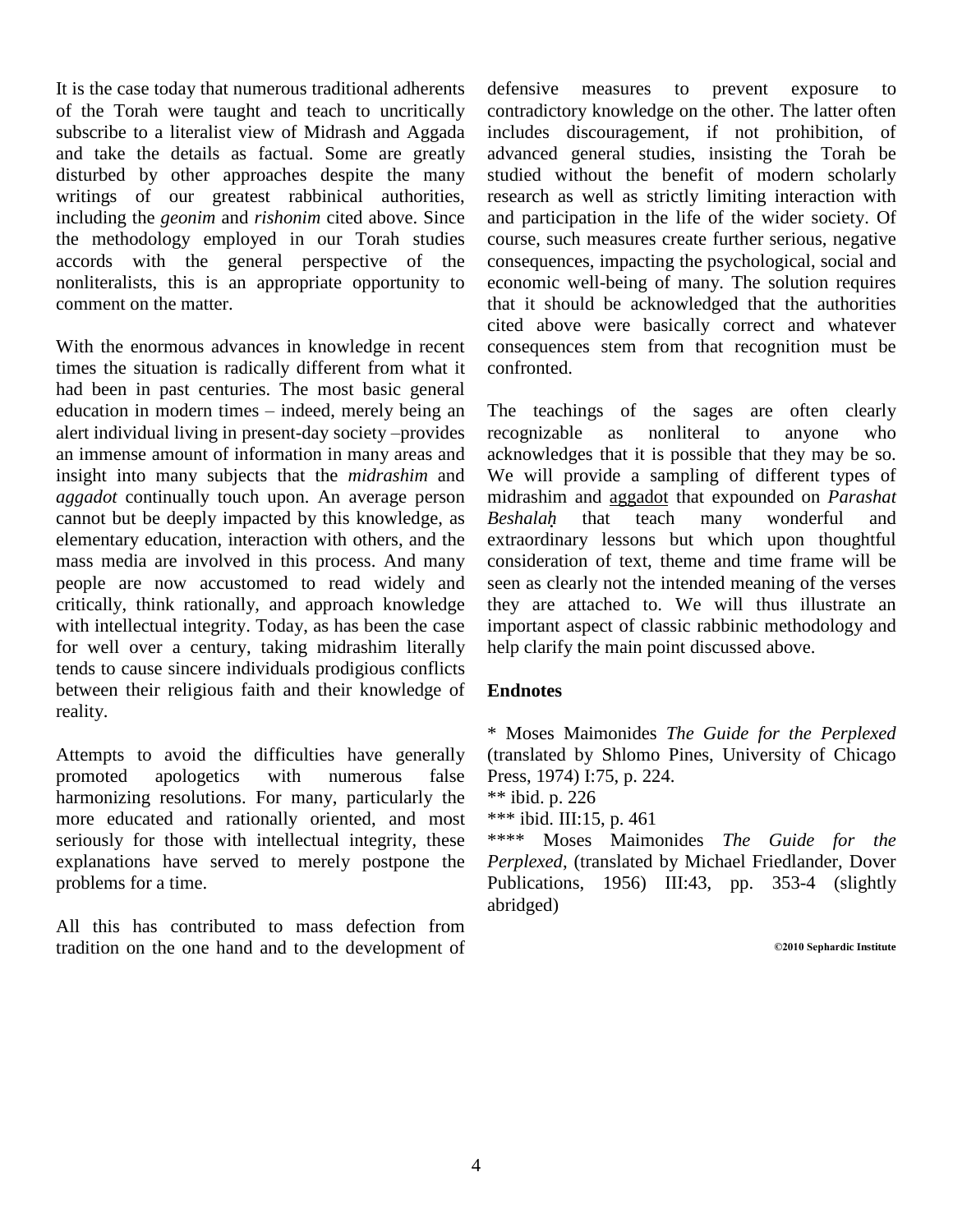It is the case today that numerous traditional adherents of the Torah were taught and teach to uncritically subscribe to a literalist view of Midrash and Aggada and take the details as factual. Some are greatly disturbed by other approaches despite the many writings of our greatest rabbinical authorities, including the *geonim* and *rishonim* cited above. Since the methodology employed in our Torah studies accords with the general perspective of the nonliteralists, this is an appropriate opportunity to comment on the matter.

With the enormous advances in knowledge in recent times the situation is radically different from what it had been in past centuries. The most basic general education in modern times – indeed, merely being an alert individual living in present-day society –provides an immense amount of information in many areas and insight into many subjects that the *midrashim* and *aggadot* continually touch upon. An average person cannot but be deeply impacted by this knowledge, as elementary education, interaction with others, and the mass media are involved in this process. And many people are now accustomed to read widely and critically, think rationally, and approach knowledge with intellectual integrity. Today, as has been the case for well over a century, taking midrashim literally tends to cause sincere individuals prodigious conflicts between their religious faith and their knowledge of reality.

Attempts to avoid the difficulties have generally promoted apologetics with numerous false harmonizing resolutions. For many, particularly the more educated and rationally oriented, and most seriously for those with intellectual integrity, these explanations have served to merely postpone the problems for a time.

All this has contributed to mass defection from tradition on the one hand and to the development of defensive measures to prevent exposure to contradictory knowledge on the other. The latter often includes discouragement, if not prohibition, of advanced general studies, insisting the Torah be studied without the benefit of modern scholarly research as well as strictly limiting interaction with and participation in the life of the wider society. Of course, such measures create further serious, negative consequences, impacting the psychological, social and economic well-being of many. The solution requires that it should be acknowledged that the authorities cited above were basically correct and whatever consequences stem from that recognition must be confronted.

The teachings of the sages are often clearly recognizable as nonliteral to anyone who acknowledges that it is possible that they may be so. We will provide a sampling of different types of midrashim and aggadot that expounded on *Parashat Beshalaḥ* that teach many wonderful and extraordinary lessons but which upon thoughtful consideration of text, theme and time frame will be seen as clearly not the intended meaning of the verses they are attached to. We will thus illustrate an important aspect of classic rabbinic methodology and help clarify the main point discussed above.

## Endnotes

\* Moses Maimonides *The Guide for the Perplexed* (translated by Shlomo Pines, University of Chicago Press, 1974) I:75, p. 224.

\*\* ibid. p. 226

\*\*\* ibid. III:15, p. 461

\*\*\*\* Moses Maimonides *The Guide for the Perplexed*, (translated by Michael Friedlander, Dover Publications, 1956) III:43, pp. 353-4 (slightly abridged)

©2010 Sephardic Institute